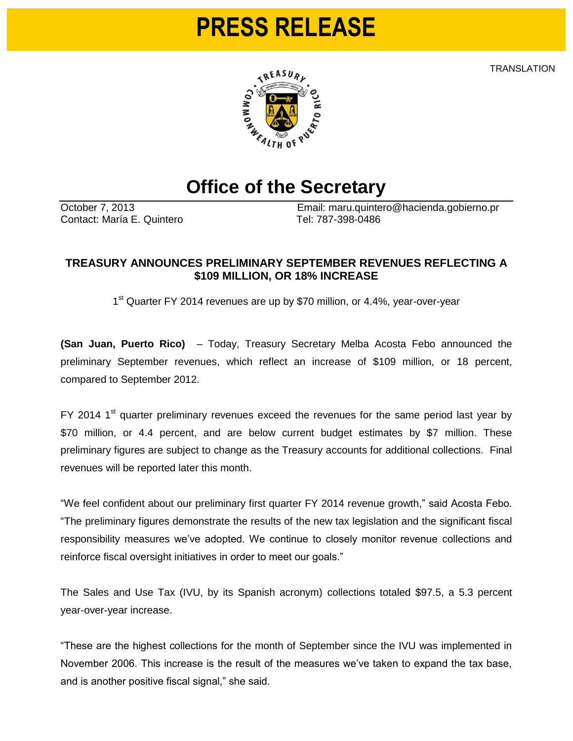# PRESS RELEASE

TRANSLATION

## Office of the Secretary

October 7, 2013
Contact: María E. Quintero

Email: maru.quintero@hacienda.gobierno.pr
Tel: 787-398-0486

**TREASURY ANNOUNCES PRELIMINARY SEPTEMBER REVENUES REFLECTING A $109 MILLION, OR 18% INCREASE**

1st Quarter FY 2014 revenues are up by $70 million, or 4.4%, year-over-year

**(San Juan, Puerto Rico)** – Today, Treasury Secretary Melba Acosta Febo announced the preliminary September revenues, which reflect an increase of $109 million, or 18 percent, compared to September 2012.

FY 2014 1st quarter preliminary revenues exceed the revenues for the same period last year by $70 million, or 4.4 percent, and are below current budget estimates by $7 million. These preliminary figures are subject to change as the Treasury accounts for additional collections. Final revenues will be reported later this month.

“We feel confident about our preliminary first quarter FY 2014 revenue growth,” said Acosta Febo. “The preliminary figures demonstrate the results of the new tax legislation and the significant fiscal responsibility measures we’ve adopted. We continue to closely monitor revenue collections and reinforce fiscal oversight initiatives in order to meet our goals.”

The Sales and Use Tax (IVU, by its Spanish acronym) collections totaled $97.5, a 5.3 percent year-over-year increase.

“These are the highest collections for the month of September since the IVU was implemented in November 2006. This increase is the result of the measures we’ve taken to expand the tax base, and is another positive fiscal signal,” she said.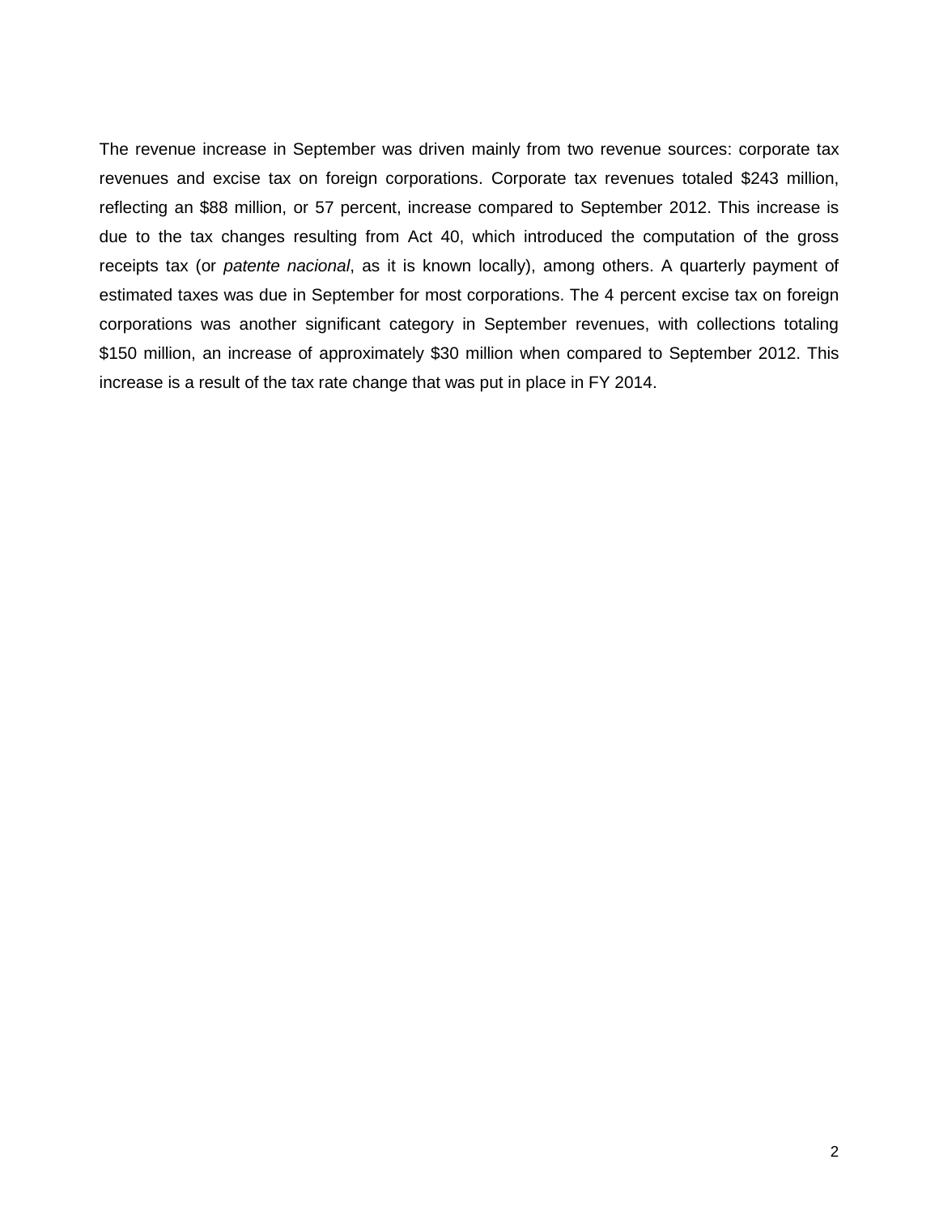The revenue increase in September was driven mainly from two revenue sources: corporate tax revenues and excise tax on foreign corporations. Corporate tax revenues totaled $243 million, reflecting an $88 million, or 57 percent, increase compared to September 2012. This increase is due to the tax changes resulting from Act 40, which introduced the computation of the gross receipts tax (or *patente nacional*, as it is known locally), among others. A quarterly payment of estimated taxes was due in September for most corporations. The 4 percent excise tax on foreign corporations was another significant category in September revenues, with collections totaling $150 million, an increase of approximately $30 million when compared to September 2012. This increase is a result of the tax rate change that was put in place in FY 2014.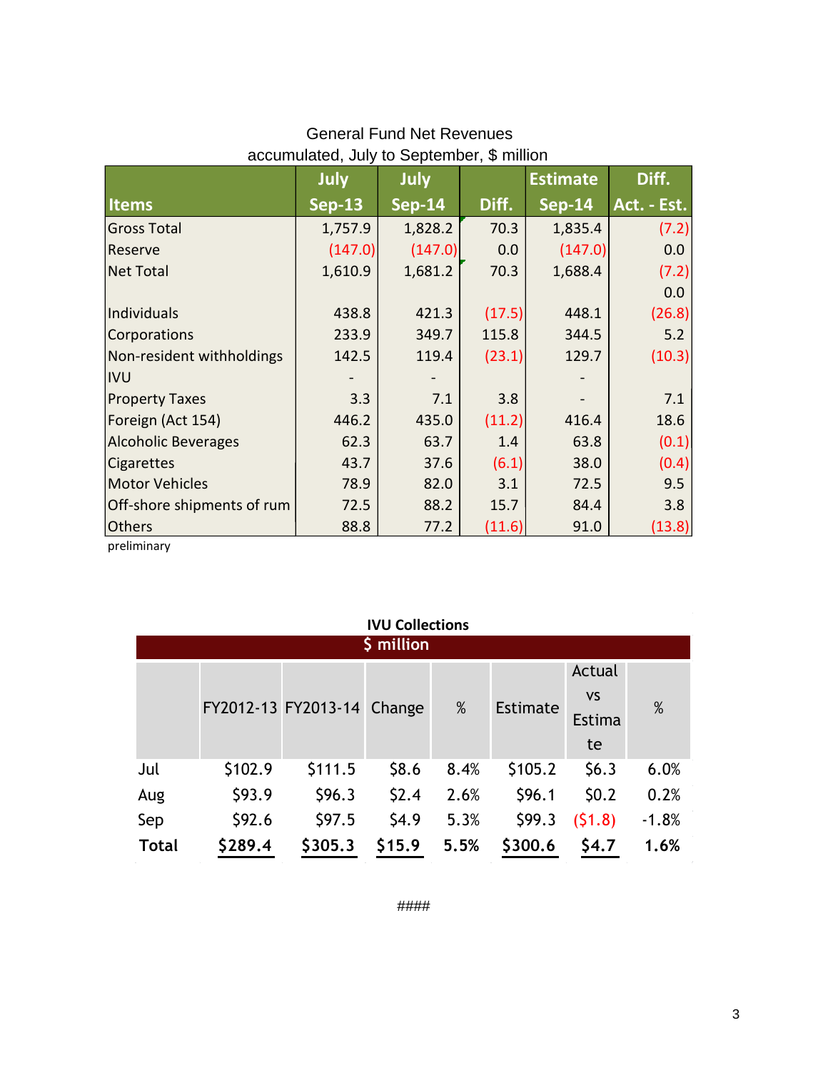General Fund Net Revenues
accumulated, July to September, $ million

| Items | July Sep-13 | July Sep-14 | Diff. | Estimate Sep-14 | Diff. Act. - Est. |
|---|---|---|---|---|---|
| Gross Total | 1,757.9 | 1,828.2 | 70.3 | 1,835.4 | (7.2) |
| Reserve | (147.0) | (147.0) | 0.0 | (147.0) | 0.0 |
| Net Total | 1,610.9 | 1,681.2 | 70.3 | 1,688.4 | (7.2) |
| | | | | | 0.0 |
| Individuals | 438.8 | 421.3 | (17.5) | 448.1 | (26.8) |
| Corporations | 233.9 | 349.7 | 115.8 | 344.5 | 5.2 |
| Non-resident withholdings | 142.5 | 119.4 | (23.1) | 129.7 | (10.3) |
| IVU | - | - | | - | |
| Property Taxes | 3.3 | 7.1 | 3.8 | - | 7.1 |
| Foreign (Act 154) | 446.2 | 435.0 | (11.2) | 416.4 | 18.6 |
| Alcoholic Beverages | 62.3 | 63.7 | 1.4 | 63.8 | (0.1) |
| Cigarettes | 43.7 | 37.6 | (6.1) | 38.0 | (0.4) |
| Motor Vehicles | 78.9 | 82.0 | 3.1 | 72.5 | 9.5 |
| Off-shore shipments of rum | 72.5 | 88.2 | 15.7 | 84.4 | 3.8 |
| Others | 88.8 | 77.2 | (11.6) | 91.0 | (13.8) |

preliminary

**IVU Collections**
**$ million**

| | FY2012-13 | FY2013-14 | Change | % | Estimate | Actual vs Estimate | % |
|---|---|---|---|---|---|---|---|
| Jul | $102.9 | $111.5 | $8.6 | 8.4% | $105.2 | $6.3 | 6.0% |
| Aug | $93.9 | $96.3 | $2.4 | 2.6% | $96.1 | $0.2 | 0.2% |
| Sep | $92.6 | $97.5 | $4.9 | 5.3% | $99.3 | ($1.8) | -1.8% |
| **Total** | **$289.4** | **$305.3** | **$15.9** | **5.5%** | **$300.6** | **$4.7** | **1.6%** |

####